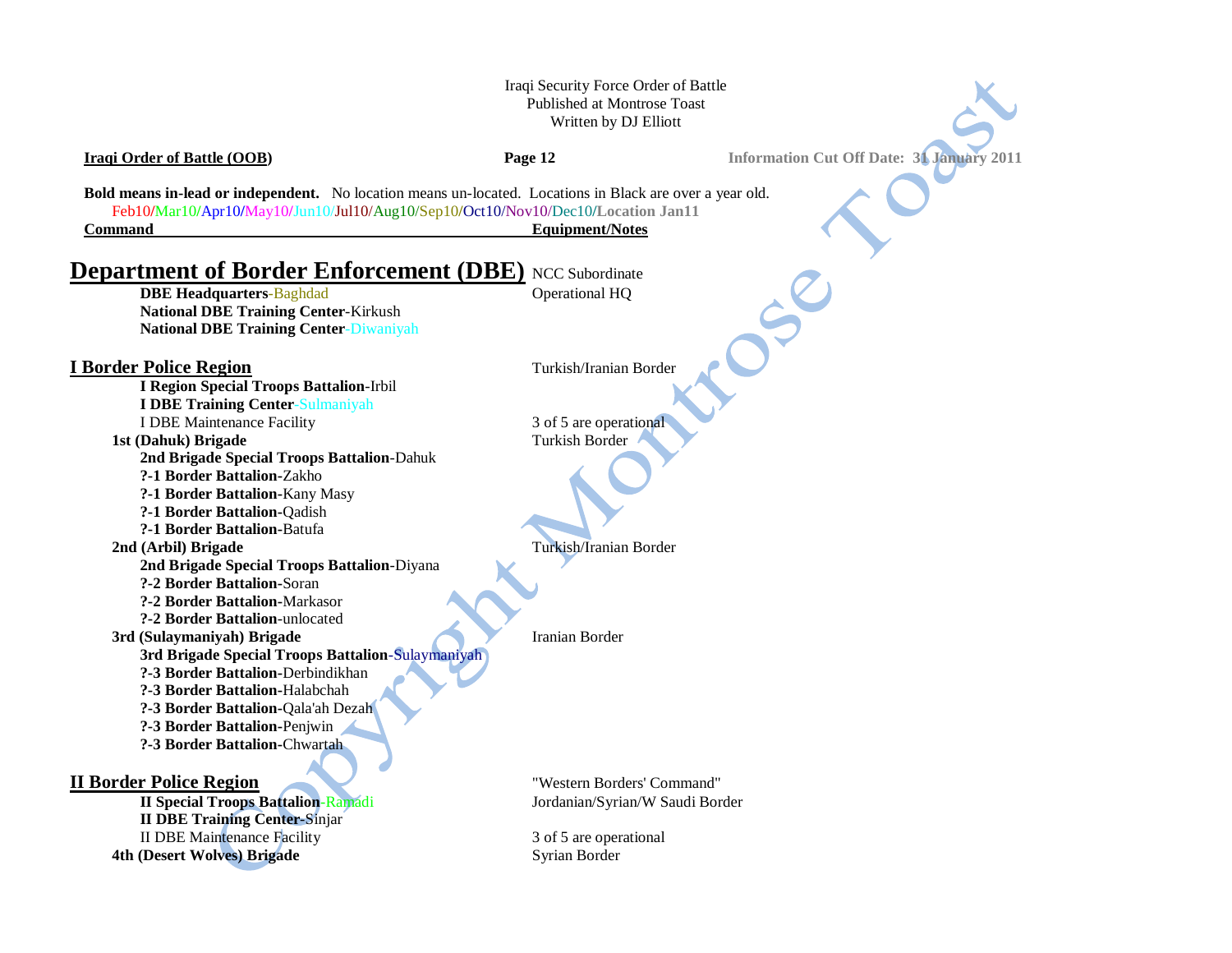Iraqi Security Force Order of Battle
Published at Montrose Toast
Written by DJ Elliott

**Iraqi Order of Battle (OOB)** — **Information Cut Off Date: 31 January 2011**

**Bold means in-lead or independent.** No location means un-located. Locations in Black are over a year old.
Feb10/Mar10/Apr10/May10/Jun10/Jul10/Aug10/Sep10/Oct10/Nov10/Dec10/**Location Jan11**

| Command | Equipment/Notes |
|---|---|
| **Department of Border Enforcement (DBE)** | NCC Subordinate |
| **DBE Headquarters**-Baghdad | Operational HQ |
| **National DBE Training Center**-Kirkush | |
| **National DBE Training Center**-Diwaniyah | |
| | |
| **I Border Police Region** | Turkish/Iranian Border |
| **I Region Special Troops Battalion**-Irbil | |
| **I DBE Training Center**-Sulmaniyah | |
| I DBE Maintenance Facility | 3 of 5 are operational |
| **1st (Dahuk) Brigade** | Turkish Border |
| **2nd Brigade Special Troops Battalion**-Dahuk | |
| **?-1 Border Battalion**-Zakho | |
| **?-1 Border Battalion**-Kany Masy | |
| **?-1 Border Battalion**-Qadish | |
| **?-1 Border Battalion**-Batufa | |
| **2nd (Arbil) Brigade** | Turkish/Iranian Border |
| **2nd Brigade Special Troops Battalion**-Diyana | |
| **?-2 Border Battalion**-Soran | |
| **?-2 Border Battalion**-Markasor | |
| **?-2 Border Battalion**-unlocated | |
| **3rd (Sulaymaniyah) Brigade** | Iranian Border |
| **3rd Brigade Special Troops Battalion**-Sulaymaniyah | |
| **?-3 Border Battalion**-Derbindikhan | |
| **?-3 Border Battalion**-Halabchah | |
| **?-3 Border Battalion**-Qala'ah Dezah | |
| **?-3 Border Battalion**-Penjwin | |
| **?-3 Border Battalion**-Chwartah | |
| | |
| **II Border Police Region** | "Western Borders' Command" |
| **II Special Troops Battalion**-Ramadi | Jordanian/Syrian/W Saudi Border |
| **II DBE Training Center**-Sinjar | |
| II DBE Maintenance Facility | 3 of 5 are operational |
| **4th (Desert Wolves) Brigade** | Syrian Border |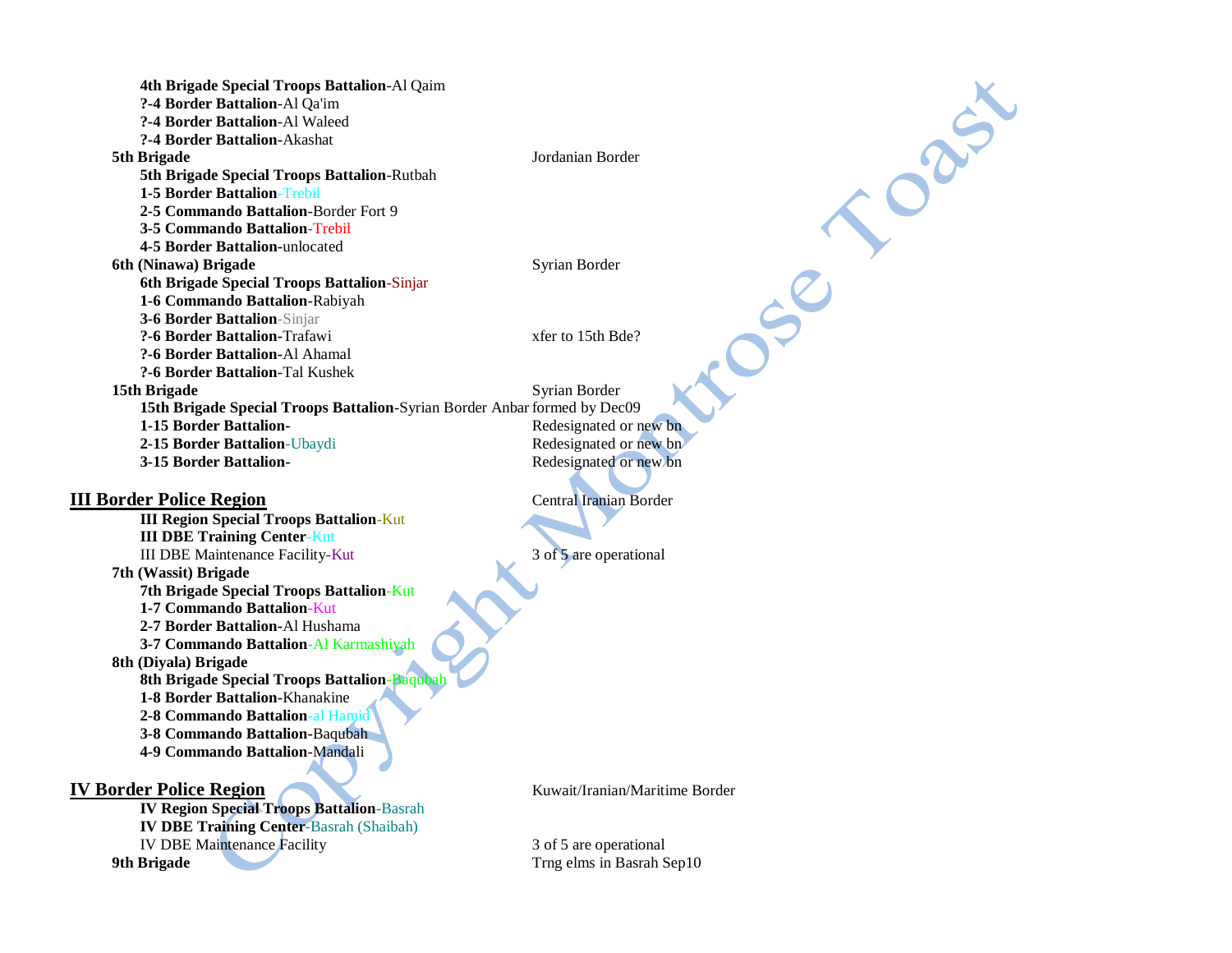**4th Brigade Special Troops Battalion**-Al Qaim
**?-4 Border Battalion**-Al Qa'im
**?-4 Border Battalion**-Al Waleed
**?-4 Border Battalion**-Akashat

**5th Brigade** — Jordanian Border
**5th Brigade Special Troops Battalion**-Rutbah
**1-5 Border Battalion**-Trebil
**2-5 Commando Battalion**-Border Fort 9
**3-5 Commando Battalion**-Trebil
**4-5 Border Battalion**-unlocated

**6th (Ninawa) Brigade** — Syrian Border
**6th Brigade Special Troops Battalion**-Sinjar
**1-6 Commando Battalion**-Rabiyah
**3-6 Border Battalion**-Sinjar
**?-6 Border Battalion**-Trafawi — xfer to 15th Bde?
**?-6 Border Battalion**-Al Ahamal
**?-6 Border Battalion**-Tal Kushek

**15th Brigade** — Syrian Border
**15th Brigade Special Troops Battalion**-Syrian Border Anbar — formed by Dec09
**1-15 Border Battalion**- — Redesignated or new bn
**2-15 Border Battalion**-Ubaydi — Redesignated or new bn
**3-15 Border Battalion**- — Redesignated or new bn

## III Border Police Region — Central Iranian Border

**III Region Special Troops Battalion**-Kut
**III DBE Training Center**-Kut
III DBE Maintenance Facility-Kut — 3 of 5 are operational

**7th (Wassit) Brigade**
**7th Brigade Special Troops Battalion**-Kut
**1-7 Commando Battalion**-Kut
**2-7 Border Battalion**-Al Hushama
**3-7 Commando Battalion**-Al Karmashiyah

**8th (Diyala) Brigade**
**8th Brigade Special Troops Battalion**-Baqubah
**1-8 Border Battalion**-Khanakine
**2-8 Commando Battalion**-al Hamid
**3-8 Commando Battalion**-Baqubah
**4-9 Commando Battalion**-Mandali

## IV Border Police Region — Kuwait/Iranian/Maritime Border

**IV Region Special Troops Battalion**-Basrah
**IV DBE Training Center**-Basrah (Shaibah)
IV DBE Maintenance Facility — 3 of 5 are operational

**9th Brigade** — Trng elms in Basrah Sep10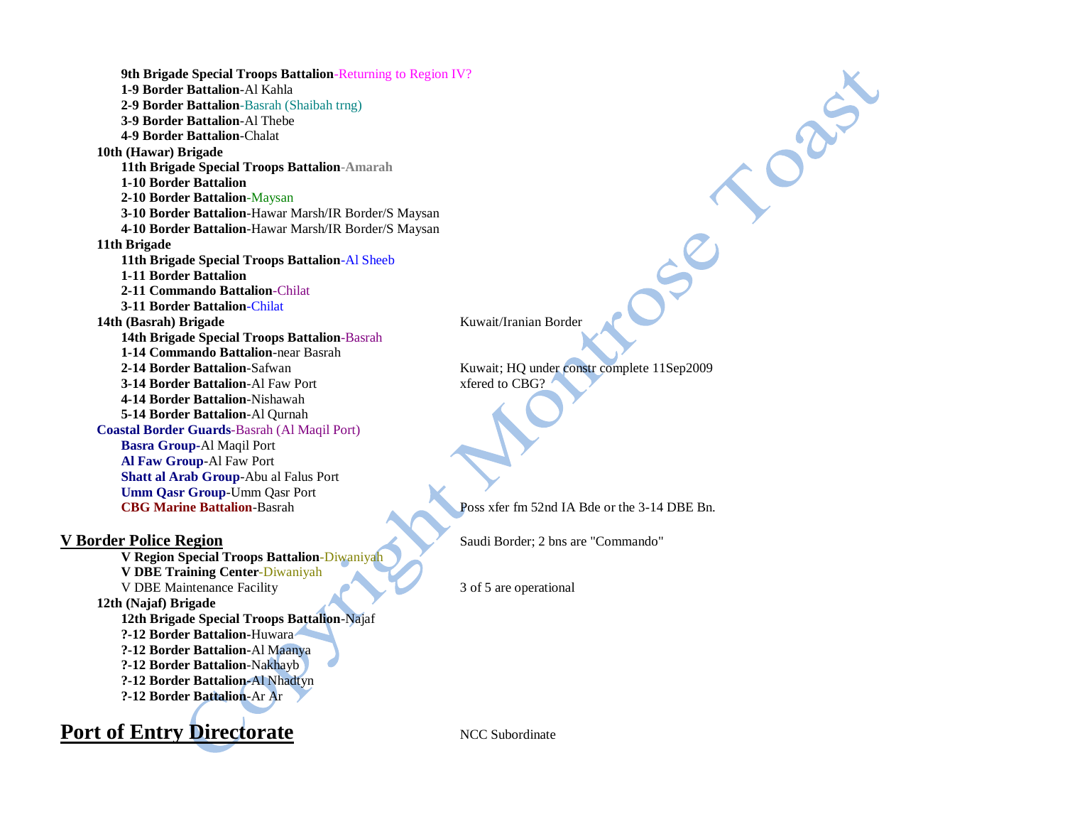**9th Brigade Special Troops Battalion**-Returning to Region IV?
**1-9 Border Battalion**-Al Kahla
**2-9 Border Battalion**-Basrah (Shaibah trng)
**3-9 Border Battalion**-Al Thebe
**4-9 Border Battalion**-Chalat

**10th (Hawar) Brigade**
- **11th Brigade Special Troops Battalion**-Amarah
- **1-10 Border Battalion**
- **2-10 Border Battalion**-Maysan
- **3-10 Border Battalion**-Hawar Marsh/IR Border/S Maysan
- **4-10 Border Battalion**-Hawar Marsh/IR Border/S Maysan

**11th Brigade**
- **11th Brigade Special Troops Battalion**-Al Sheeb
- **1-11 Border Battalion**
- **2-11 Commando Battalion**-Chilat
- **3-11 Border Battalion**-Chilat

**14th (Basrah) Brigade** — Kuwait/Iranian Border
- **14th Brigade Special Troops Battalion**-Basrah
- **1-14 Commando Battalion**-near Basrah
- **2-14 Border Battalion**-Safwan — Kuwait; HQ under constr complete 11Sep2009
- **3-14 Border Battalion**-Al Faw Port — xfered to CBG?
- **4-14 Border Battalion**-Nishawah
- **5-14 Border Battalion**-Al Qurnah

**Coastal Border Guards**-Basrah (Al Maqil Port)
- **Basra Group**-Al Maqil Port
- **Al Faw Group**-Al Faw Port
- **Shatt al Arab Group**-Abu al Falus Port
- **Umm Qasr Group**-Umm Qasr Port
- **CBG Marine Battalion**-Basrah — Poss xfer fm 52nd IA Bde or the 3-14 DBE Bn.

## V Border Police Region

Saudi Border; 2 bns are "Commando"

- **V Region Special Troops Battalion**-Diwaniyah
- **V DBE Training Center**-Diwaniyah
- V DBE Maintenance Facility — 3 of 5 are operational

**12th (Najaf) Brigade**
- **12th Brigade Special Troops Battalion**-Najaf
- **?-12 Border Battalion**-Huwara
- **?-12 Border Battalion**-Al Maanya
- **?-12 Border Battalion**-Nakhayb
- **?-12 Border Battalion**-Al Nhadtyn
- **?-12 Border Battalion**-Ar Ar

# Port of Entry Directorate

NCC Subordinate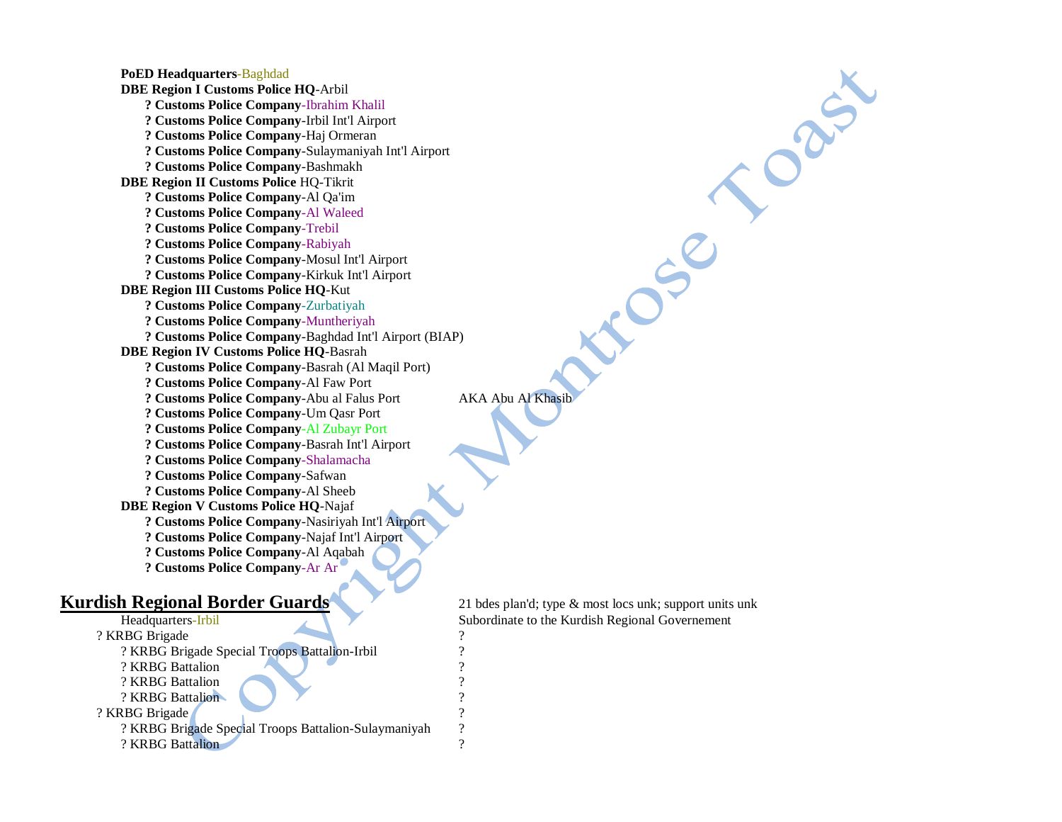**PoED Headquarters**-Baghdad

**DBE Region I Customs Police HQ**-Arbil

- ? **Customs Police Company**-Ibrahim Khalil
- ? **Customs Police Company**-Irbil Int'l Airport
- ? **Customs Police Company**-Haj Ormeran
- ? **Customs Police Company**-Sulaymaniyah Int'l Airport
- ? **Customs Police Company**-Bashmakh

**DBE Region II Customs Police** HQ-Tikrit

- ? **Customs Police Company**-Al Qa'im
- ? **Customs Police Company**-Al Waleed
- ? **Customs Police Company**-Trebil
- ? **Customs Police Company**-Rabiyah
- ? **Customs Police Company**-Mosul Int'l Airport
- ? **Customs Police Company**-Kirkuk Int'l Airport

**DBE Region III Customs Police HQ**-Kut

- ? **Customs Police Company**-Zurbatiyah
- ? **Customs Police Company**-Muntheriyah
- ? **Customs Police Company**-Baghdad Int'l Airport (BIAP)

**DBE Region IV Customs Police HQ**-Basrah

- ? **Customs Police Company**-Basrah (Al Maqil Port)
- ? **Customs Police Company**-Al Faw Port
- ? **Customs Police Company**-Abu al Falus Port — AKA Abu Al Khasib
- ? **Customs Police Company**-Um Qasr Port
- ? **Customs Police Company**-Al Zubayr Port
- ? **Customs Police Company**-Basrah Int'l Airport
- ? **Customs Police Company**-Shalamacha
- ? **Customs Police Company**-Safwan
- ? **Customs Police Company**-Al Sheeb

**DBE Region V Customs Police HQ**-Najaf

- ? **Customs Police Company**-Nasiriyah Int'l Airport
- ? **Customs Police Company**-Najaf Int'l Airport
- ? **Customs Police Company**-Al Aqabah
- ? **Customs Police Company**-Ar Ar

## Kurdish Regional Border Guards

21 bdes plan'd; type & most locs unk; support units unk

| Unit | Notes |
|---|---|
| Headquarters-Irbil | Subordinate to the Kurdish Regional Governement |
| ? KRBG Brigade | ? |
| ? KRBG Brigade Special Troops Battalion-Irbil | ? |
| ? KRBG Battalion | ? |
| ? KRBG Battalion | ? |
| ? KRBG Battalion | ? |
| ? KRBG Brigade | ? |
| ? KRBG Brigade Special Troops Battalion-Sulaymaniyah | ? |
| ? KRBG Battalion | ? |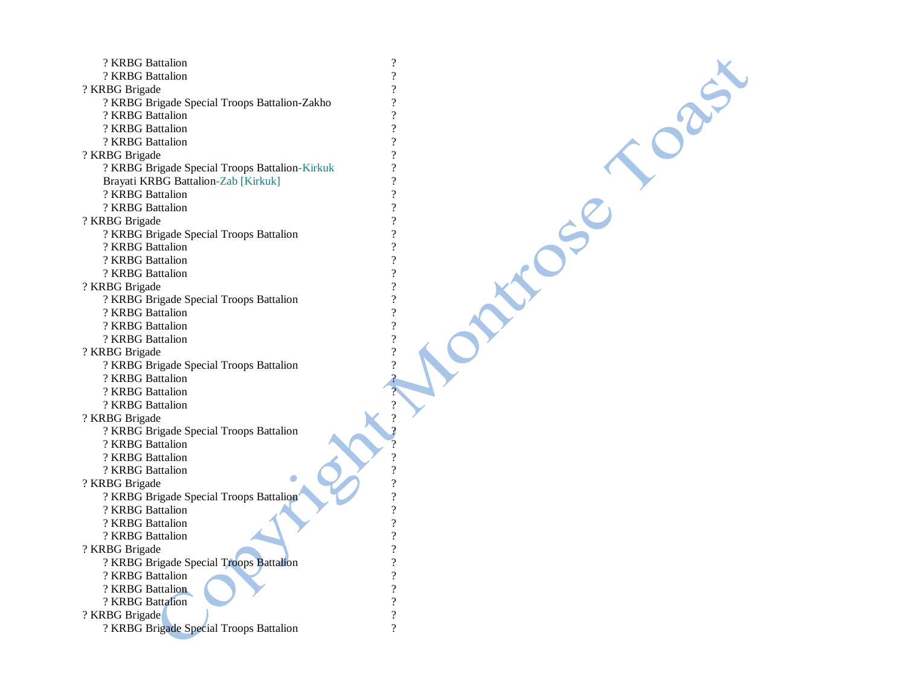| | |
|---|---|
| &nbsp;&nbsp;&nbsp;&nbsp;? KRBG Battalion | ? |
| &nbsp;&nbsp;&nbsp;&nbsp;? KRBG Battalion | ? |
| ? KRBG Brigade | ? |
| &nbsp;&nbsp;&nbsp;&nbsp;? KRBG Brigade Special Troops Battalion-Zakho | ? |
| &nbsp;&nbsp;&nbsp;&nbsp;? KRBG Battalion | ? |
| &nbsp;&nbsp;&nbsp;&nbsp;? KRBG Battalion | ? |
| &nbsp;&nbsp;&nbsp;&nbsp;? KRBG Battalion | ? |
| ? KRBG Brigade | ? |
| &nbsp;&nbsp;&nbsp;&nbsp;? KRBG Brigade Special Troops Battalion-Kirkuk | ? |
| &nbsp;&nbsp;&nbsp;&nbsp;Brayati KRBG Battalion-Zab [Kirkuk] | ? |
| &nbsp;&nbsp;&nbsp;&nbsp;? KRBG Battalion | ? |
| &nbsp;&nbsp;&nbsp;&nbsp;? KRBG Battalion | ? |
| ? KRBG Brigade | ? |
| &nbsp;&nbsp;&nbsp;&nbsp;? KRBG Brigade Special Troops Battalion | ? |
| &nbsp;&nbsp;&nbsp;&nbsp;? KRBG Battalion | ? |
| &nbsp;&nbsp;&nbsp;&nbsp;? KRBG Battalion | ? |
| &nbsp;&nbsp;&nbsp;&nbsp;? KRBG Battalion | ? |
| ? KRBG Brigade | ? |
| &nbsp;&nbsp;&nbsp;&nbsp;? KRBG Brigade Special Troops Battalion | ? |
| &nbsp;&nbsp;&nbsp;&nbsp;? KRBG Battalion | ? |
| &nbsp;&nbsp;&nbsp;&nbsp;? KRBG Battalion | ? |
| &nbsp;&nbsp;&nbsp;&nbsp;? KRBG Battalion | ? |
| ? KRBG Brigade | ? |
| &nbsp;&nbsp;&nbsp;&nbsp;? KRBG Brigade Special Troops Battalion | ? |
| &nbsp;&nbsp;&nbsp;&nbsp;? KRBG Battalion | ? |
| &nbsp;&nbsp;&nbsp;&nbsp;? KRBG Battalion | ? |
| &nbsp;&nbsp;&nbsp;&nbsp;? KRBG Battalion | ? |
| ? KRBG Brigade | ? |
| &nbsp;&nbsp;&nbsp;&nbsp;? KRBG Brigade Special Troops Battalion | ? |
| &nbsp;&nbsp;&nbsp;&nbsp;? KRBG Battalion | ? |
| &nbsp;&nbsp;&nbsp;&nbsp;? KRBG Battalion | ? |
| &nbsp;&nbsp;&nbsp;&nbsp;? KRBG Battalion | ? |
| ? KRBG Brigade | ? |
| &nbsp;&nbsp;&nbsp;&nbsp;? KRBG Brigade Special Troops Battalion | ? |
| &nbsp;&nbsp;&nbsp;&nbsp;? KRBG Battalion | ? |
| &nbsp;&nbsp;&nbsp;&nbsp;? KRBG Battalion | ? |
| &nbsp;&nbsp;&nbsp;&nbsp;? KRBG Battalion | ? |
| ? KRBG Brigade | ? |
| &nbsp;&nbsp;&nbsp;&nbsp;? KRBG Brigade Special Troops Battalion | ? |
| &nbsp;&nbsp;&nbsp;&nbsp;? KRBG Battalion | ? |
| &nbsp;&nbsp;&nbsp;&nbsp;? KRBG Battalion | ? |
| &nbsp;&nbsp;&nbsp;&nbsp;? KRBG Battalion | ? |
| ? KRBG Brigade | ? |
| &nbsp;&nbsp;&nbsp;&nbsp;? KRBG Brigade Special Troops Battalion | ? |

Copyright Montrose Toast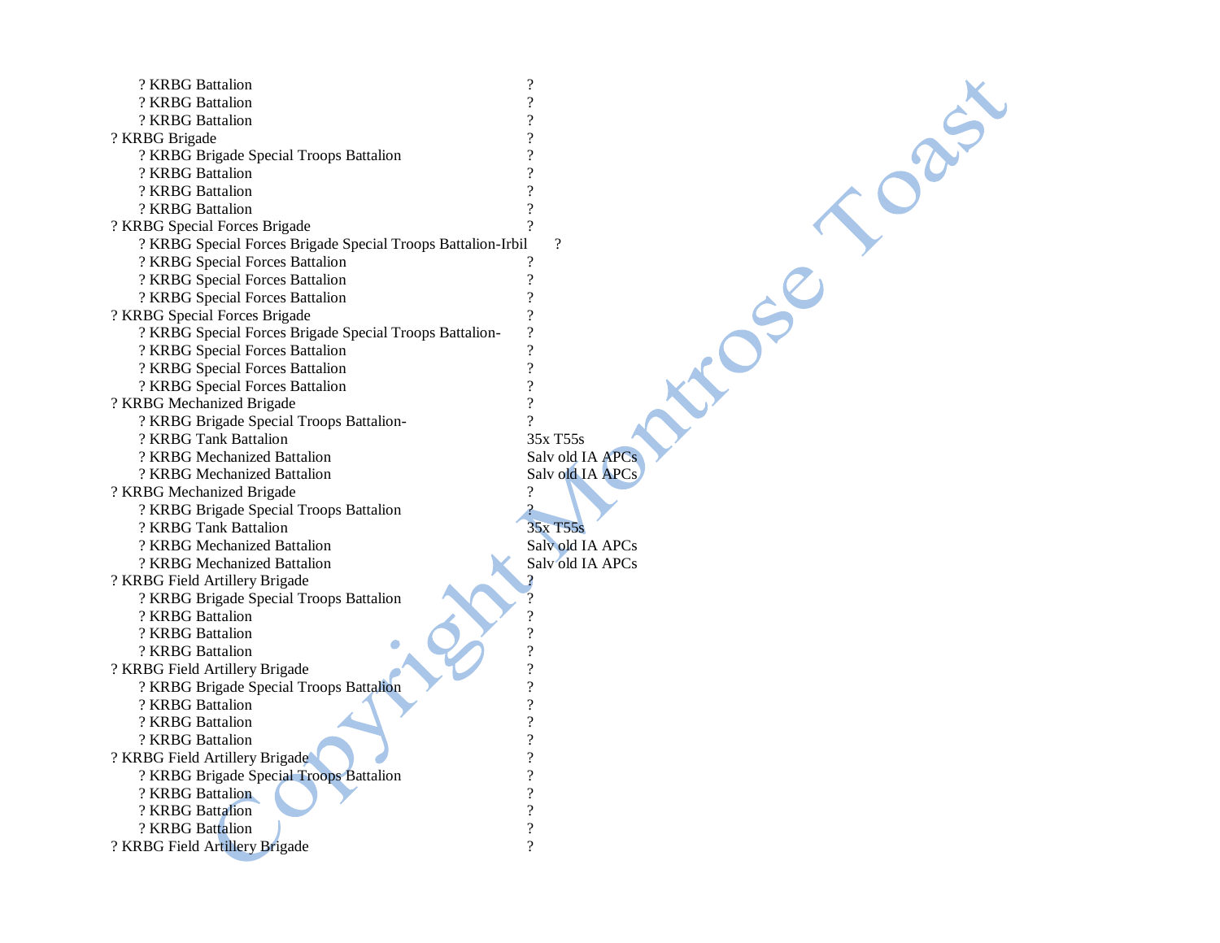| Unit | Equipment |
|---|---|
| ? KRBG Battalion | ? |
| ? KRBG Battalion | ? |
| ? KRBG Battalion | ? |
| ? KRBG Brigade | ? |
| ? KRBG Brigade Special Troops Battalion | ? |
| ? KRBG Battalion | ? |
| ? KRBG Battalion | ? |
| ? KRBG Battalion | ? |
| ? KRBG Special Forces Brigade | ? |
| ? KRBG Special Forces Brigade Special Troops Battalion-Irbil | ? |
| ? KRBG Special Forces Battalion | ? |
| ? KRBG Special Forces Battalion | ? |
| ? KRBG Special Forces Battalion | ? |
| ? KRBG Special Forces Brigade | ? |
| ? KRBG Special Forces Brigade Special Troops Battalion- | ? |
| ? KRBG Special Forces Battalion | ? |
| ? KRBG Special Forces Battalion | ? |
| ? KRBG Special Forces Battalion | ? |
| ? KRBG Mechanized Brigade | ? |
| ? KRBG Brigade Special Troops Battalion- | ? |
| ? KRBG Tank Battalion | 35x T55s |
| ? KRBG Mechanized Battalion | Salv old IA APCs |
| ? KRBG Mechanized Battalion | Salv old IA APCs |
| ? KRBG Mechanized Brigade | ? |
| ? KRBG Brigade Special Troops Battalion | ? |
| ? KRBG Tank Battalion | 35x T55s |
| ? KRBG Mechanized Battalion | Salv old IA APCs |
| ? KRBG Mechanized Battalion | Salv old IA APCs |
| ? KRBG Field Artillery Brigade | ? |
| ? KRBG Brigade Special Troops Battalion | ? |
| ? KRBG Battalion | ? |
| ? KRBG Battalion | ? |
| ? KRBG Battalion | ? |
| ? KRBG Field Artillery Brigade | ? |
| ? KRBG Brigade Special Troops Battalion | ? |
| ? KRBG Battalion | ? |
| ? KRBG Battalion | ? |
| ? KRBG Battalion | ? |
| ? KRBG Field Artillery Brigade | ? |
| ? KRBG Brigade Special Troops Battalion | ? |
| ? KRBG Battalion | ? |
| ? KRBG Battalion | ? |
| ? KRBG Battalion | ? |
| ? KRBG Field Artillery Brigade | ? |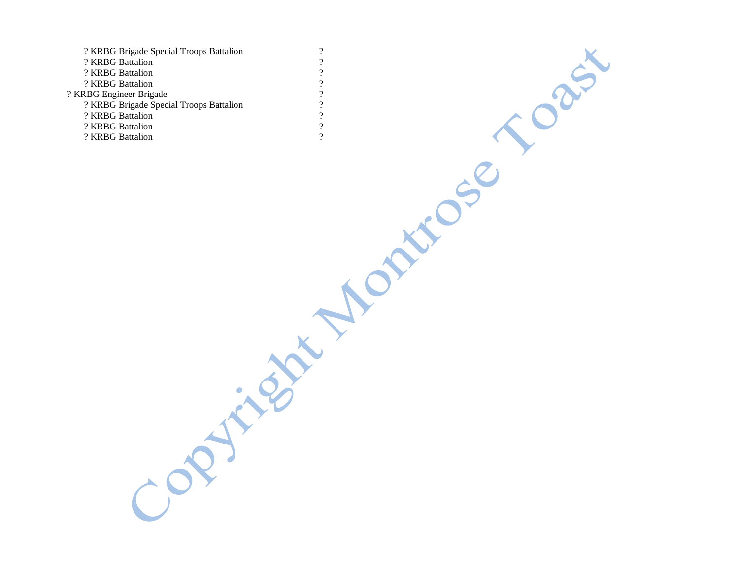| | |
|---|---|
| ? KRBG Brigade Special Troops Battalion | ? |
| ? KRBG Battalion | ? |
| ? KRBG Battalion | ? |
| ? KRBG Battalion | ? |
| ? KRBG Engineer Brigade | ? |
| ? KRBG Brigade Special Troops Battalion | ? |
| ? KRBG Battalion | ? |
| ? KRBG Battalion | ? |
| ? KRBG Battalion | ? |

Copyright Montrose Toast